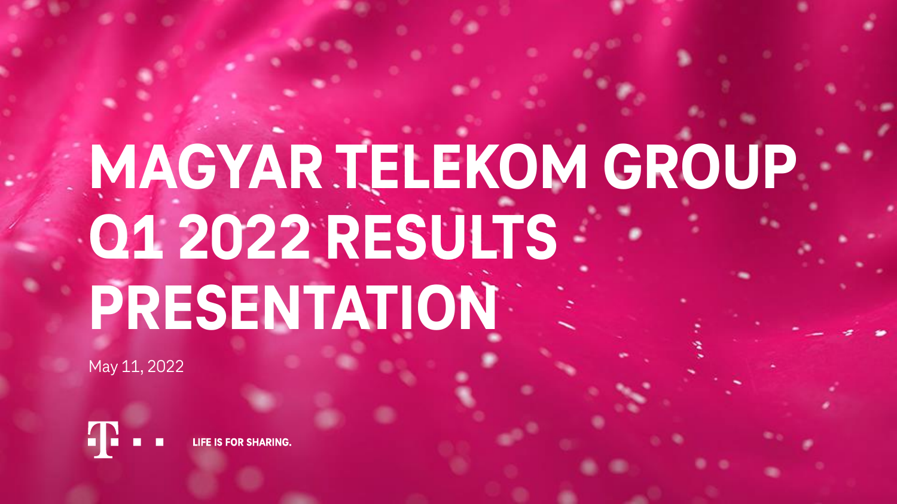# MAGYAR TELEKOM GROUP Q1 2022 RESULTS PRESENTATION

May 11, 2022

LIFE IS FOR SHARING.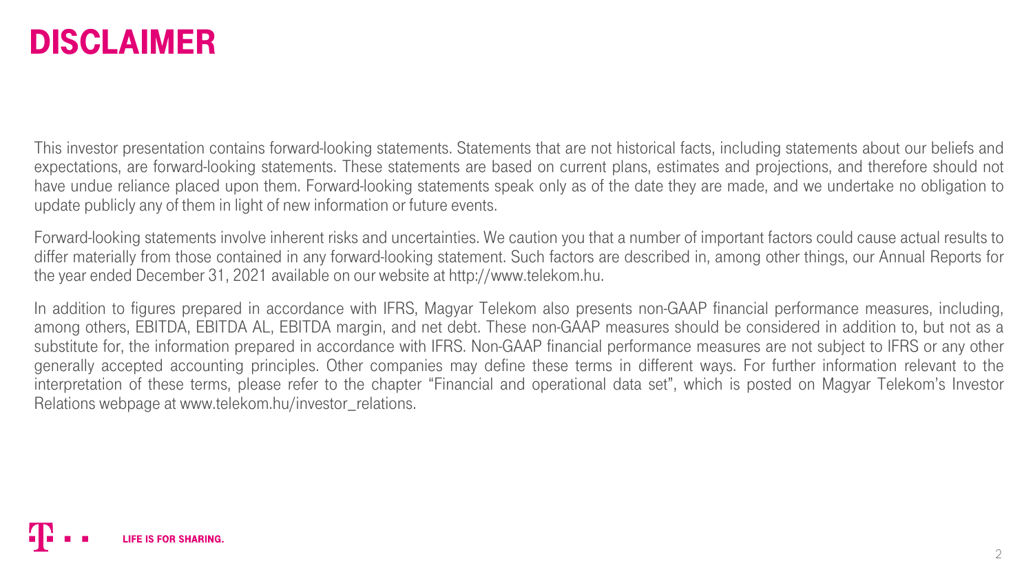# DISCLAIMER

This investor presentation contains forward-looking statements. Statements that are not historical facts, including statements about our beliefs and expectations, are forward-looking statements. These statements are based on current plans, estimates and projections, and therefore should not have undue reliance placed upon them. Forward-looking statements speak only as of the date they are made, and we undertake no obligation to update publicly any of them in light of new information or future events.

Forward-looking statements involve inherent risks and uncertainties. We caution you that a number of important factors could cause actual results to differ materially from those contained in any forward-looking statement. Such factors are described in, among other things, our Annual Reports for the year ended December 31, 2021 available on our website at http://www.telekom.hu.

In addition to figures prepared in accordance with IFRS, Magyar Telekom also presents non-GAAP financial performance measures, including, among others, EBITDA, EBITDA AL, EBITDA margin, and net debt. These non-GAAP measures should be considered in addition to, but not as a substitute for, the information prepared in accordance with IFRS. Non-GAAP financial performance measures are not subject to IFRS or any other generally accepted accounting principles. Other companies may define these terms in different ways. For further information relevant to the interpretation of these terms, please refer to the chapter "Financial and operational data set", which is posted on Magyar Telekom's Investor Relations webpage at www.telekom.hu/investor_relations.

LIFE IS FOR SHARING.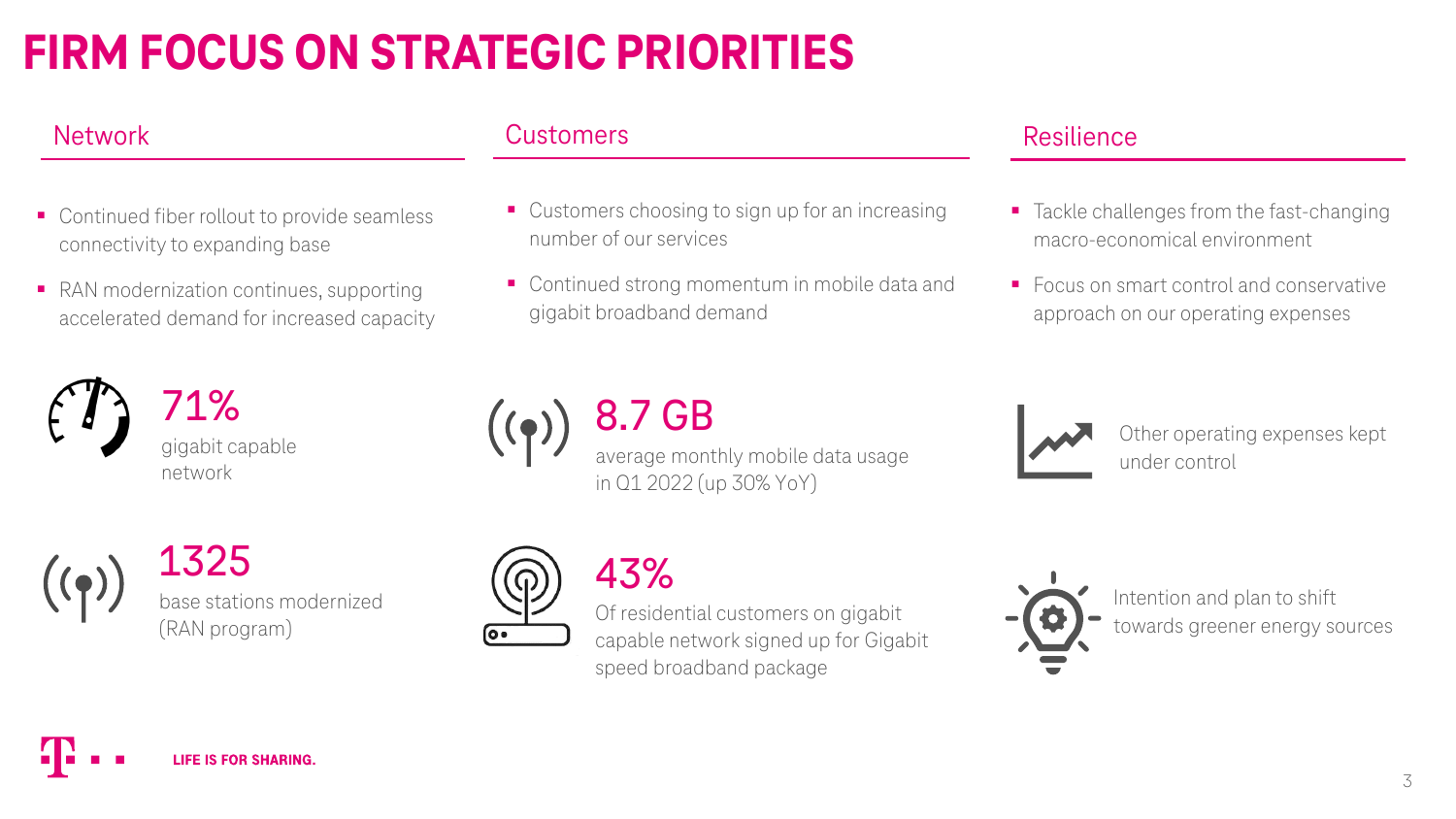# FIRM FOCUS ON STRATEGIC PRIORITIES

## Network

- Continued fiber rollout to provide seamless connectivity to expanding base
- RAN modernization continues, supporting accelerated demand for increased capacity

**71%**
gigabit capable network

**1325**
base stations modernized (RAN program)

## Customers

- Customers choosing to sign up for an increasing number of our services
- Continued strong momentum in mobile data and gigabit broadband demand

**8.7 GB**
average monthly mobile data usage in Q1 2022 (up 30% YoY)

**43%**
Of residential customers on gigabit capable network signed up for Gigabit speed broadband package

## Resilience

- Tackle challenges from the fast-changing macro-economical environment
- Focus on smart control and conservative approach on our operating expenses

Other operating expenses kept under control

Intention and plan to shift towards greener energy sources

LIFE IS FOR SHARING.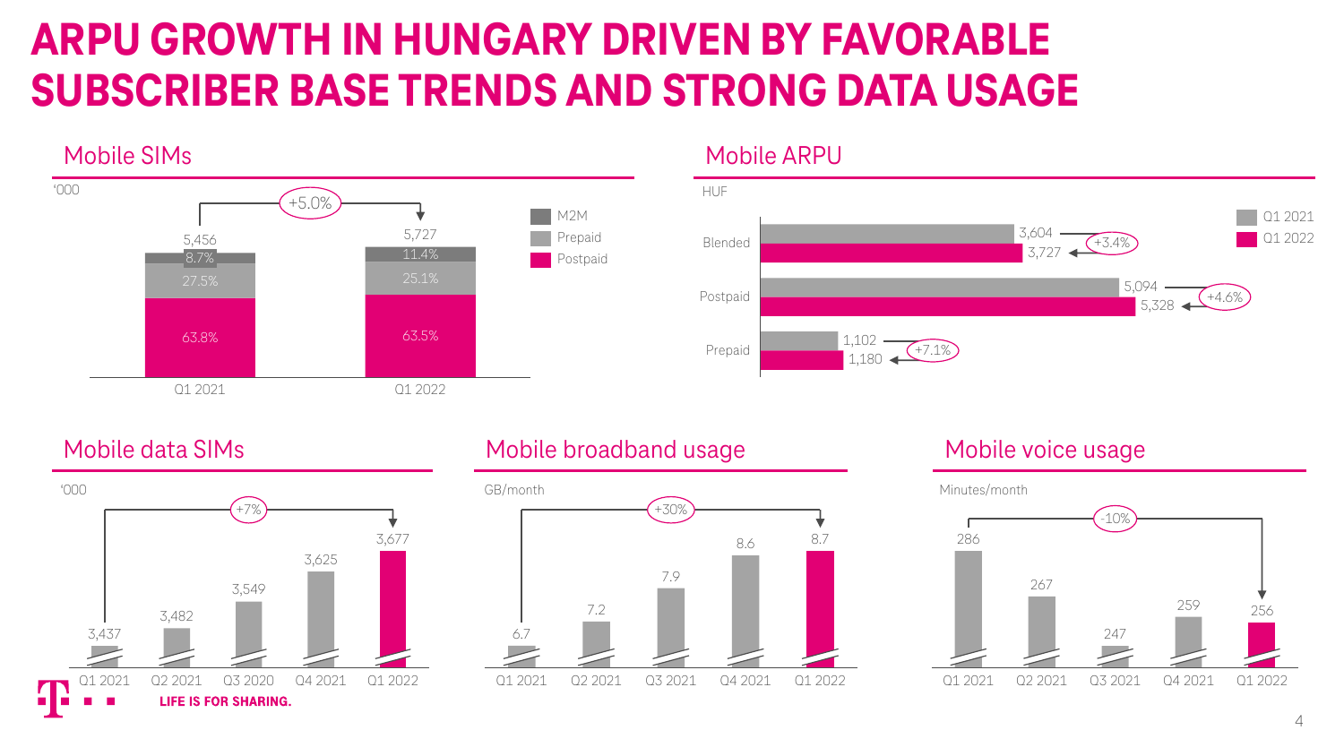# ARPU GROWTH IN HUNGARY DRIVEN BY FAVORABLE SUBSCRIBER BASE TRENDS AND STRONG DATA USAGE

## Mobile SIMs

'000

| | Q1 2021 | Q1 2022 |
|---|---|---|
| Total | 5,456 | 5,727 |
| M2M | 8.7% | 11.4% |
| Prepaid | 27.5% | 25.1% |
| Postpaid | 63.8% | 63.5% |

+5.0%

## Mobile ARPU

HUF

| | Q1 2021 | Q1 2022 | Change |
|---|---|---|---|
| Blended | 3,604 | 3,727 | +3.4% |
| Postpaid | 5,094 | 5,328 | +4.6% |
| Prepaid | 1,102 | 1,180 | +7.1% |

## Mobile data SIMs

'000

| Q1 2021 | Q2 2021 | Q3 2020 | Q4 2021 | Q1 2022 |
|---|---|---|---|---|
| 3,437 | 3,482 | 3,549 | 3,625 | 3,677 |

+7%

## Mobile broadband usage

GB/month

| Q1 2021 | Q2 2021 | Q3 2021 | Q4 2021 | Q1 2022 |
|---|---|---|---|---|
| 6.7 | 7.2 | 7.9 | 8.6 | 8.7 |

+30%

## Mobile voice usage

Minutes/month

| Q1 2021 | Q2 2021 | Q3 2021 | Q4 2021 | Q1 2022 |
|---|---|---|---|---|
| 286 | 267 | 247 | 259 | 256 |

-10%

LIFE IS FOR SHARING.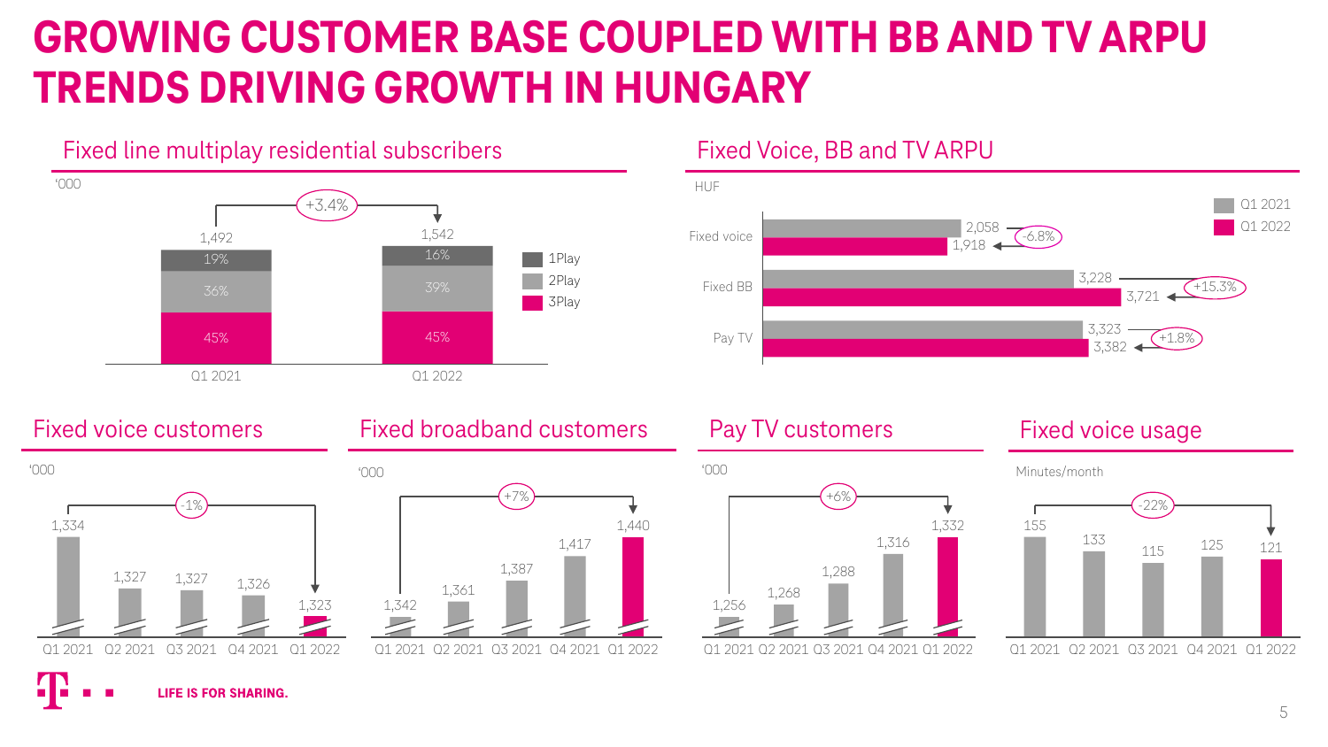# GROWING CUSTOMER BASE COUPLED WITH BB AND TV ARPU TRENDS DRIVING GROWTH IN HUNGARY

## Fixed line multiplay residential subscribers

'000

| | Q1 2021 | Q1 2022 |
|---|---|---|
| Total | 1,492 | 1,542 |
| 1Play | 19% | 16% |
| 2Play | 36% | 39% |
| 3Play | 45% | 45% |

+3.4%

## Fixed Voice, BB and TV ARPU

HUF

| | Q1 2021 | Q1 2022 | Change |
|---|---|---|---|
| Fixed voice | 2,058 | 1,918 | -6.8% |
| Fixed BB | 3,228 | 3,721 | +15.3% |
| Pay TV | 3,323 | 3,382 | +1.8% |

## Fixed voice customers

'000

| Q1 2021 | Q2 2021 | Q3 2021 | Q4 2021 | Q1 2022 |
|---|---|---|---|---|
| 1,334 | 1,327 | 1,327 | 1,326 | 1,323 |

-1%

## Fixed broadband customers

'000

| Q1 2021 | Q2 2021 | Q3 2021 | Q4 2021 | Q1 2022 |
|---|---|---|---|---|
| 1,342 | 1,361 | 1,387 | 1,417 | 1,440 |

+7%

## Pay TV customers

'000

| Q1 2021 | Q2 2021 | Q3 2021 | Q4 2021 | Q1 2022 |
|---|---|---|---|---|
| 1,256 | 1,268 | 1,288 | 1,316 | 1,332 |

+6%

## Fixed voice usage

Minutes/month

| Q1 2021 | Q2 2021 | Q3 2021 | Q4 2021 | Q1 2022 |
|---|---|---|---|---|
| 155 | 133 | 115 | 125 | 121 |

-22%

LIFE IS FOR SHARING.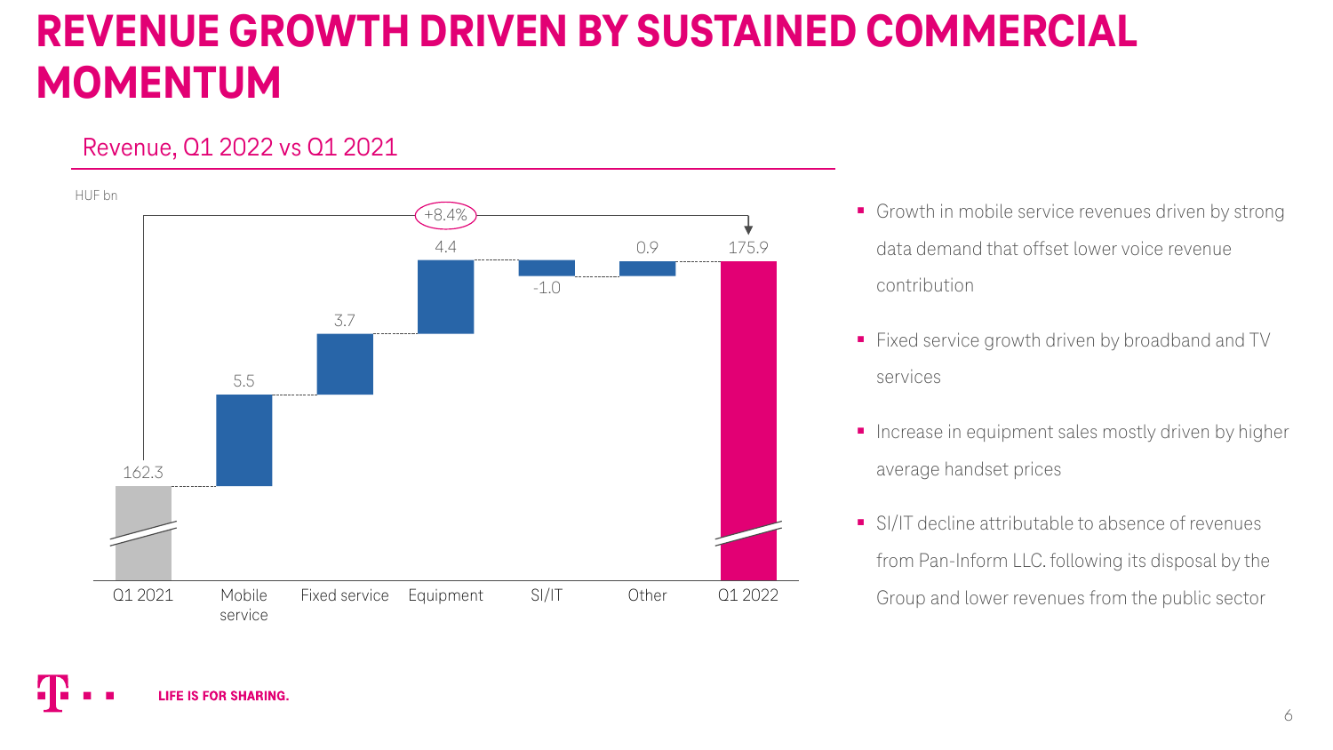# REVENUE GROWTH DRIVEN BY SUSTAINED COMMERCIAL MOMENTUM

## Revenue, Q1 2022 vs Q1 2021

HUF bn

| | Q1 2021 | Mobile service | Fixed service | Equipment | SI/IT | Other | Q1 2022 |
|---|---|---|---|---|---|---|---|
| HUF bn | 162.3 | 5.5 | 3.7 | 4.4 | -1.0 | 0.9 | 175.9 |

+8.4%

- Growth in mobile service revenues driven by strong data demand that offset lower voice revenue contribution
- Fixed service growth driven by broadband and TV services
- Increase in equipment sales mostly driven by higher average handset prices
- SI/IT decline attributable to absence of revenues from Pan-Inform LLC. following its disposal by the Group and lower revenues from the public sector

LIFE IS FOR SHARING.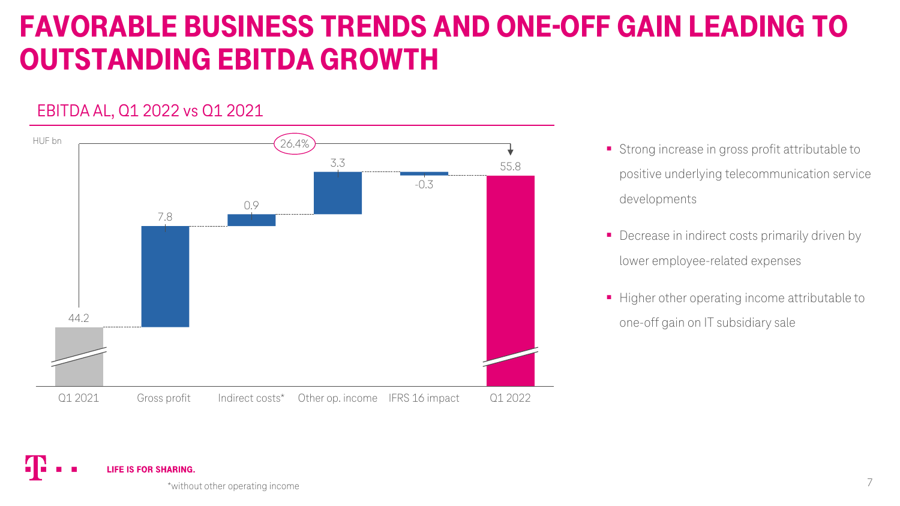# FAVORABLE BUSINESS TRENDS AND ONE-OFF GAIN LEADING TO OUTSTANDING EBITDA GROWTH

## EBITDA AL, Q1 2022 vs Q1 2021

HUF bn

| | Q1 2021 | Gross profit | Indirect costs* | Other op. income | IFRS 16 impact | Q1 2022 |
|---|---|---|---|---|---|---|
| Value | 44.2 | 7.8 | 0.9 | 3.3 | -0.3 | 55.8 |

Change Q1 2021 → Q1 2022: 26.4%

- Strong increase in gross profit attributable to positive underlying telecommunication service developments
- Decrease in indirect costs primarily driven by lower employee-related expenses
- Higher other operating income attributable to one-off gain on IT subsidiary sale

*without other operating income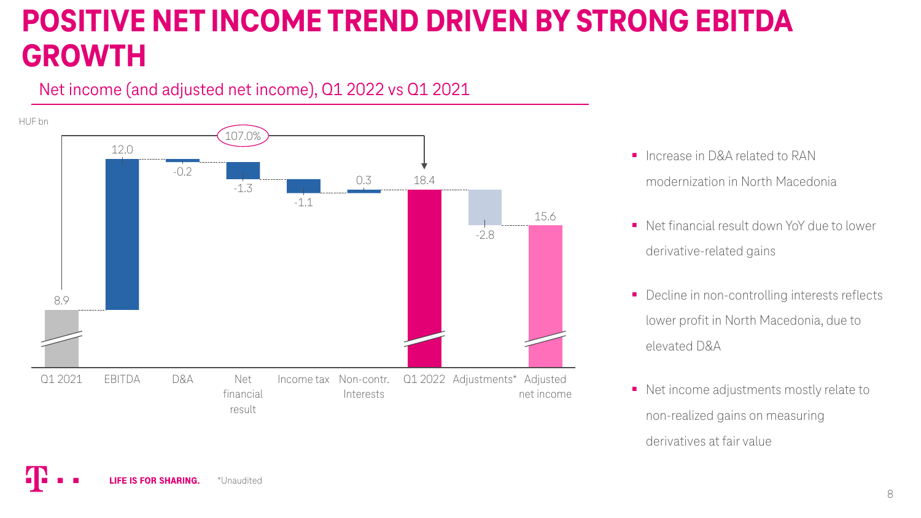# POSITIVE NET INCOME TREND DRIVEN BY STRONG EBITDA GROWTH

## Net income (and adjusted net income), Q1 2022 vs Q1 2021

HUF bn

| | Q1 2021 | EBITDA | D&A | Net financial result | Income tax | Non-contr. Interests | Q1 2022 | Adjustments* | Adjusted net income |
|---|---|---|---|---|---|---|---|---|---|
| HUF bn | 8.9 | 12.0 | -0.2 | -1.3 | -1.1 | 0.3 | 18.4 | -2.8 | 15.6 |

107.0%

- Increase in D&A related to RAN modernization in North Macedonia
- Net financial result down YoY due to lower derivative-related gains
- Decline in non-controlling interests reflects lower profit in North Macedonia, due to elevated D&A
- Net income adjustments mostly relate to non-realized gains on measuring derivatives at fair value

LIFE IS FOR SHARING.

*Unaudited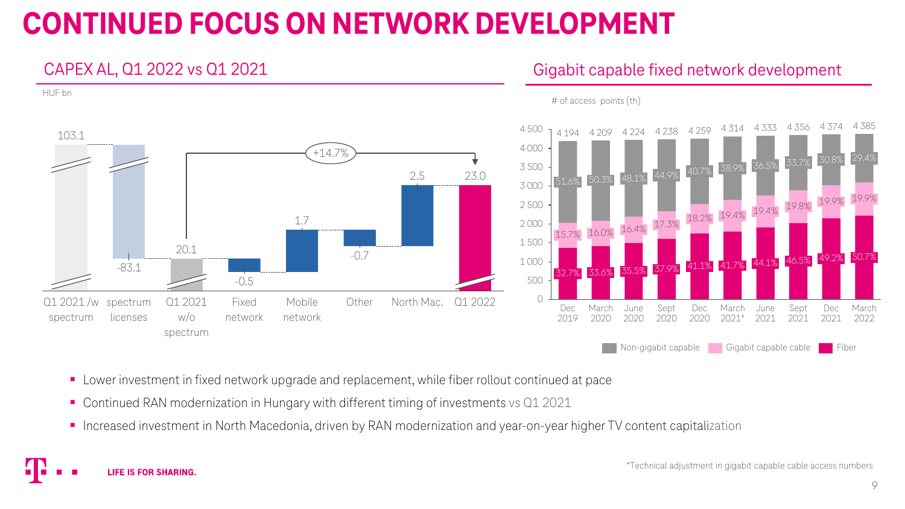# CONTINUED FOCUS ON NETWORK DEVELOPMENT

## CAPEX AL, Q1 2022 vs Q1 2021

HUF bn

| | Q1 2021 /w spectrum | spectrum licenses | Q1 2021 w/o spectrum | Fixed network | Mobile network | Other | North Mac. | Q1 2022 |
|---|---|---|---|---|---|---|---|---|
| HUF bn | 103.1 | -83.1 | 20.1 | -0.5 | 1.7 | -0.7 | 2.5 | 23.0 |

+14.7%

## Gigabit capable fixed network development

# of access points (th)

| | Dec 2019 | March 2020 | June 2020 | Sept 2020 | Dec 2020 | March 2021* | June 2021 | Sept 2021 | Dec 2021 | March 2022 |
|---|---|---|---|---|---|---|---|---|---|---|
| Total | 4 194 | 4 209 | 4 224 | 4 238 | 4 259 | 4 314 | 4 333 | 4 356 | 4 374 | 4 385 |
| Non-gigabit capable | 51.6% | 50.3% | 48.1% | 44.9% | 40.7% | 38.9% | 36.5% | 33.7% | 30.8% | 29.4% |
| Gigabit capable cable | 15.7% | 16.0% | 16.4% | 17.3% | 18.2% | 19.4% | 19.4% | 19.8% | 19.9% | 19.9% |
| Fiber | 32.7% | 33.6% | 35.5% | 37.9% | 41.1% | 41.7% | 44.1% | 46.5% | 49.2% | 50.7% |

- Lower investment in fixed network upgrade and replacement, while fiber rollout continued at pace
- Continued RAN modernization in Hungary with different timing of investments vs Q1 2021
- Increased investment in North Macedonia, driven by RAN modernization and year-on-year higher TV content capitalization

LIFE IS FOR SHARING.

*Technical adjustment in gigabit capable cable access numbers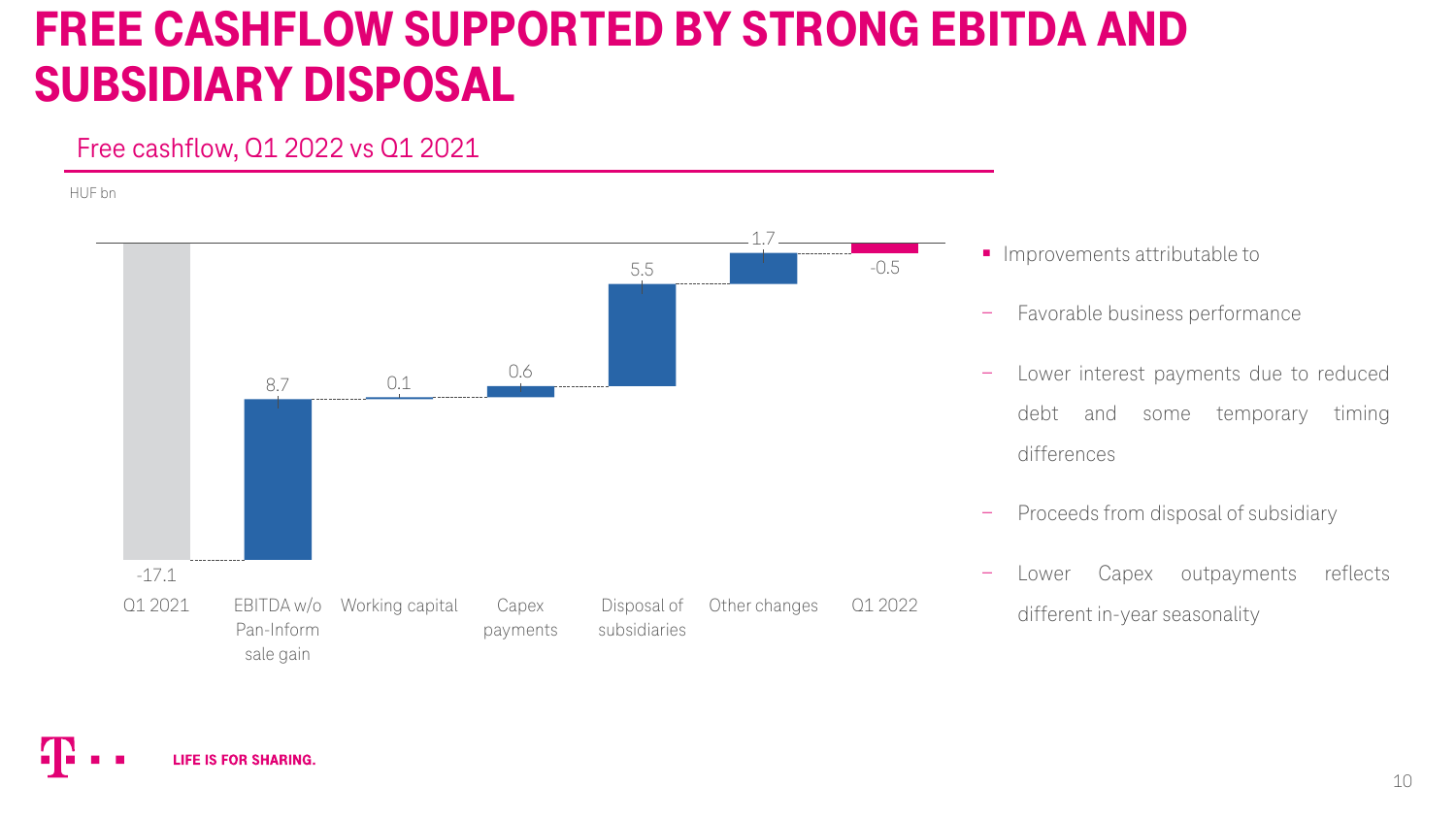# FREE CASHFLOW SUPPORTED BY STRONG EBITDA AND SUBSIDIARY DISPOSAL

## Free cashflow, Q1 2022 vs Q1 2021

HUF bn

| Item | Value |
| --- | --- |
| Q1 2021 | -17.1 |
| EBITDA w/o Pan-Inform sale gain | 8.7 |
| Working capital | 0.1 |
| Capex payments | 0.6 |
| Disposal of subsidiaries | 5.5 |
| Other changes | 1.7 |
| Q1 2022 | -0.5 |

- Improvements attributable to
  - Favorable business performance
  - Lower interest payments due to reduced debt and some temporary timing differences
  - Proceeds from disposal of subsidiary
  - Lower Capex outpayments reflects different in-year seasonality

LIFE IS FOR SHARING.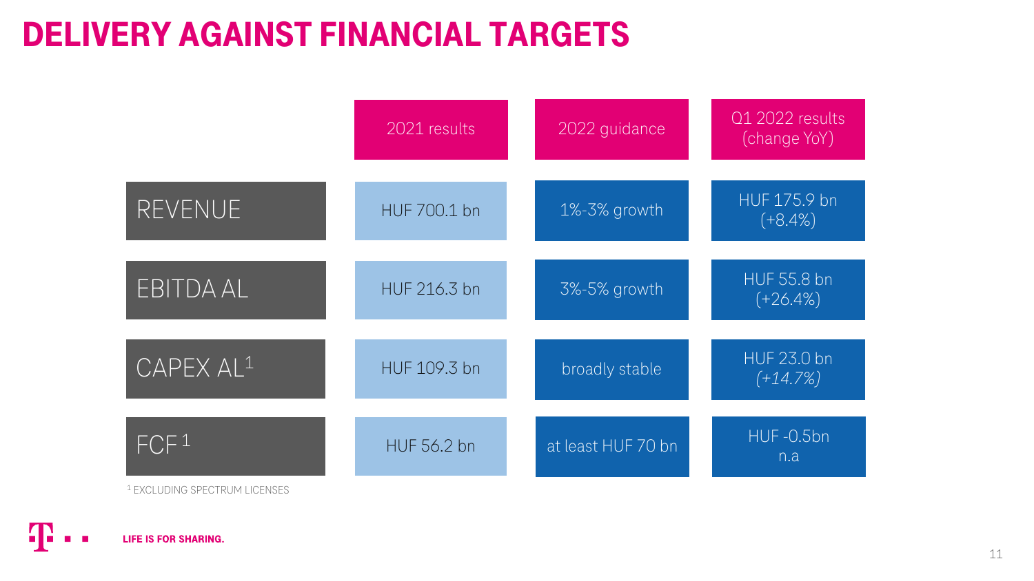# DELIVERY AGAINST FINANCIAL TARGETS

| | 2021 results | 2022 guidance | Q1 2022 results (change YoY) |
|---|---|---|---|
| REVENUE | HUF 700.1 bn | 1%-3% growth | HUF 175.9 bn (+8.4%) |
| EBITDA AL | HUF 216.3 bn | 3%-5% growth | HUF 55.8 bn (+26.4%) |
| CAPEX AL[1] | HUF 109.3 bn | broadly stable | HUF 23.0 bn *(+14.7%)* |
| FCF[1] | HUF 56.2 bn | at least HUF 70 bn | HUF -0.5bn n.a |

[1] EXCLUDING SPECTRUM LICENSES

LIFE IS FOR SHARING.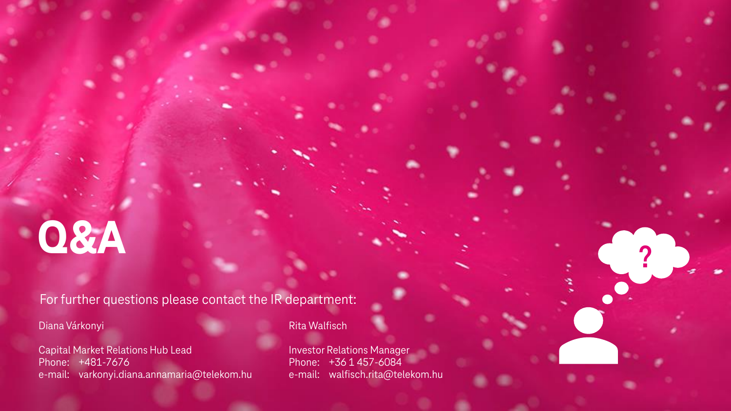# Q&A

For further questions please contact the IR department:

Diana Várkonyi

Capital Market Relations Hub Lead
Phone: +481-7676
e-mail: varkonyi.diana.annamaria@telekom.hu

Rita Walfisch

Investor Relations Manager
Phone: +36 1 457-6084
e-mail: walfisch.rita@telekom.hu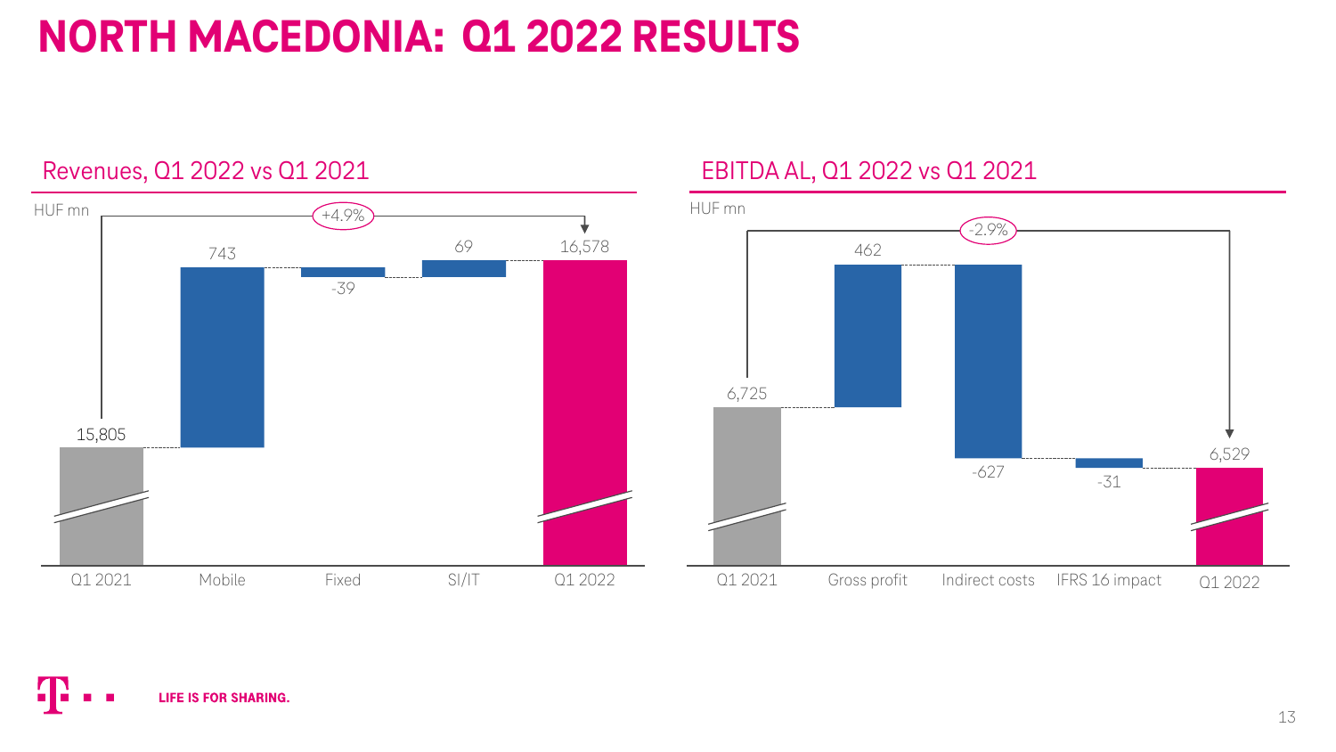# NORTH MACEDONIA: Q1 2022 RESULTS

## Revenues, Q1 2022 vs Q1 2021

HUF mn

+4.9%

15,805
743
-39
69
16,578

Q1 2021
Mobile
Fixed
SI/IT
Q1 2022

## EBITDA AL, Q1 2022 vs Q1 2021

HUF mn

-2.9%

6,725
462
-627
-31
6,529

Q1 2021
Gross profit
Indirect costs
IFRS 16 impact
Q1 2022

LIFE IS FOR SHARING.